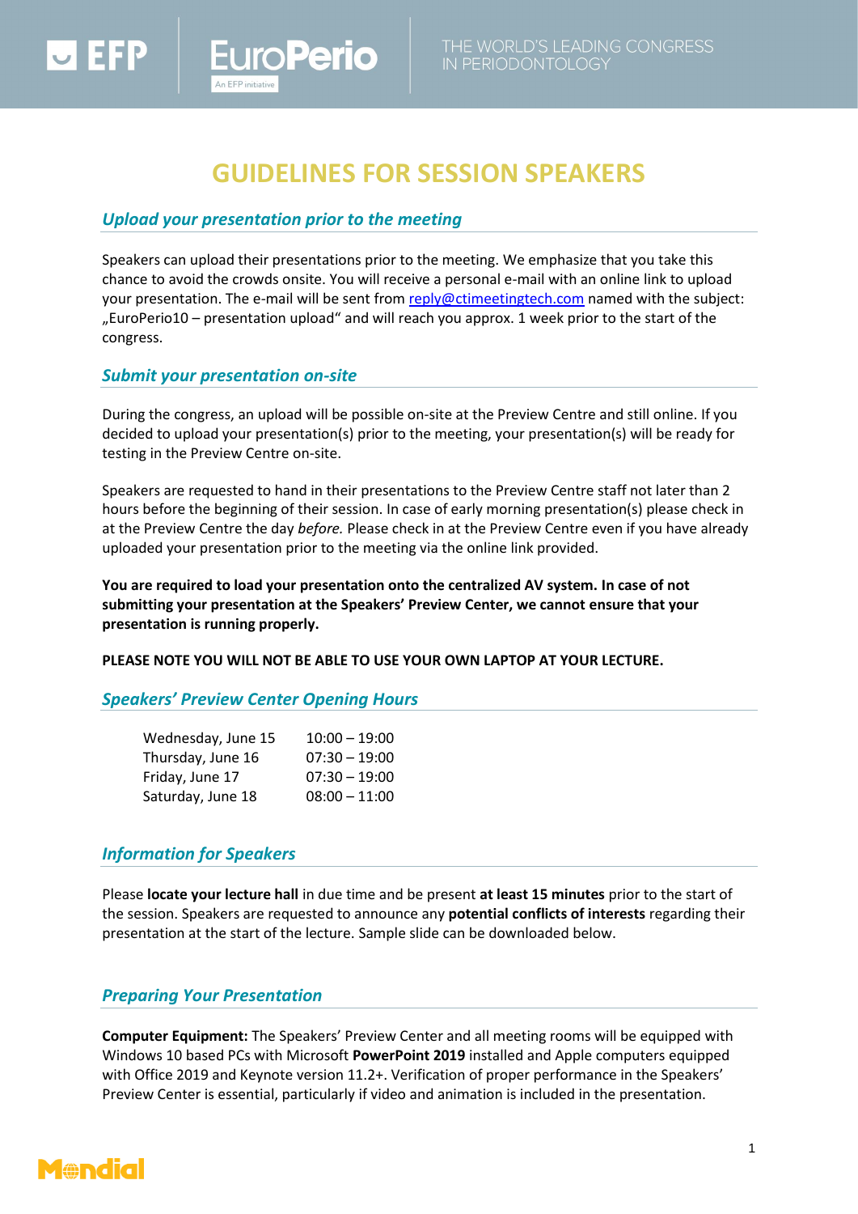# GUIDELINES FOR SESSION SPEAKERS

## *Upload your presentation prior to the meeting*

Speakers can upload their presentations prior to the meeting. We emphasize that you take this chance to avoid the crowds onsite. You will receive a personal e-mail with an online link to upload your presentation. The e-mail will be sent from reply@ctimeetingtech.com named with the subject: „EuroPerio10 – presentation upload" and will reach you approx. 1 week prior to the start of the congress.

## *Submit your presentation on-site*

During the congress, an upload will be possible on-site at the Preview Centre and still online. If you decided to upload your presentation(s) prior to the meeting, your presentation(s) will be ready for testing in the Preview Centre on-site.

Speakers are requested to hand in their presentations to the Preview Centre staff not later than 2 hours before the beginning of their session. In case of early morning presentation(s) please check in at the Preview Centre the day *before.* Please check in at the Preview Centre even if you have already uploaded your presentation prior to the meeting via the online link provided.

**You are required to load your presentation onto the centralized AV system. In case of not submitting your presentation at the Speakers' Preview Center, we cannot ensure that your presentation is running properly.**

**PLEASE NOTE YOU WILL NOT BE ABLE TO USE YOUR OWN LAPTOP AT YOUR LECTURE.**

## *Speakers' Preview Center Opening Hours*

| | |
|---|---|
| Wednesday, June 15 | 10:00 – 19:00 |
| Thursday, June 16 | 07:30 – 19:00 |
| Friday, June 17 | 07:30 – 19:00 |
| Saturday, June 18 | 08:00 – 11:00 |

## *Information for Speakers*

Please **locate your lecture hall** in due time and be present **at least 15 minutes** prior to the start of the session. Speakers are requested to announce any **potential conflicts of interests** regarding their presentation at the start of the lecture. Sample slide can be downloaded below.

## *Preparing Your Presentation*

**Computer Equipment:** The Speakers' Preview Center and all meeting rooms will be equipped with Windows 10 based PCs with Microsoft **PowerPoint 2019** installed and Apple computers equipped with Office 2019 and Keynote version 11.2+. Verification of proper performance in the Speakers' Preview Center is essential, particularly if video and animation is included in the presentation.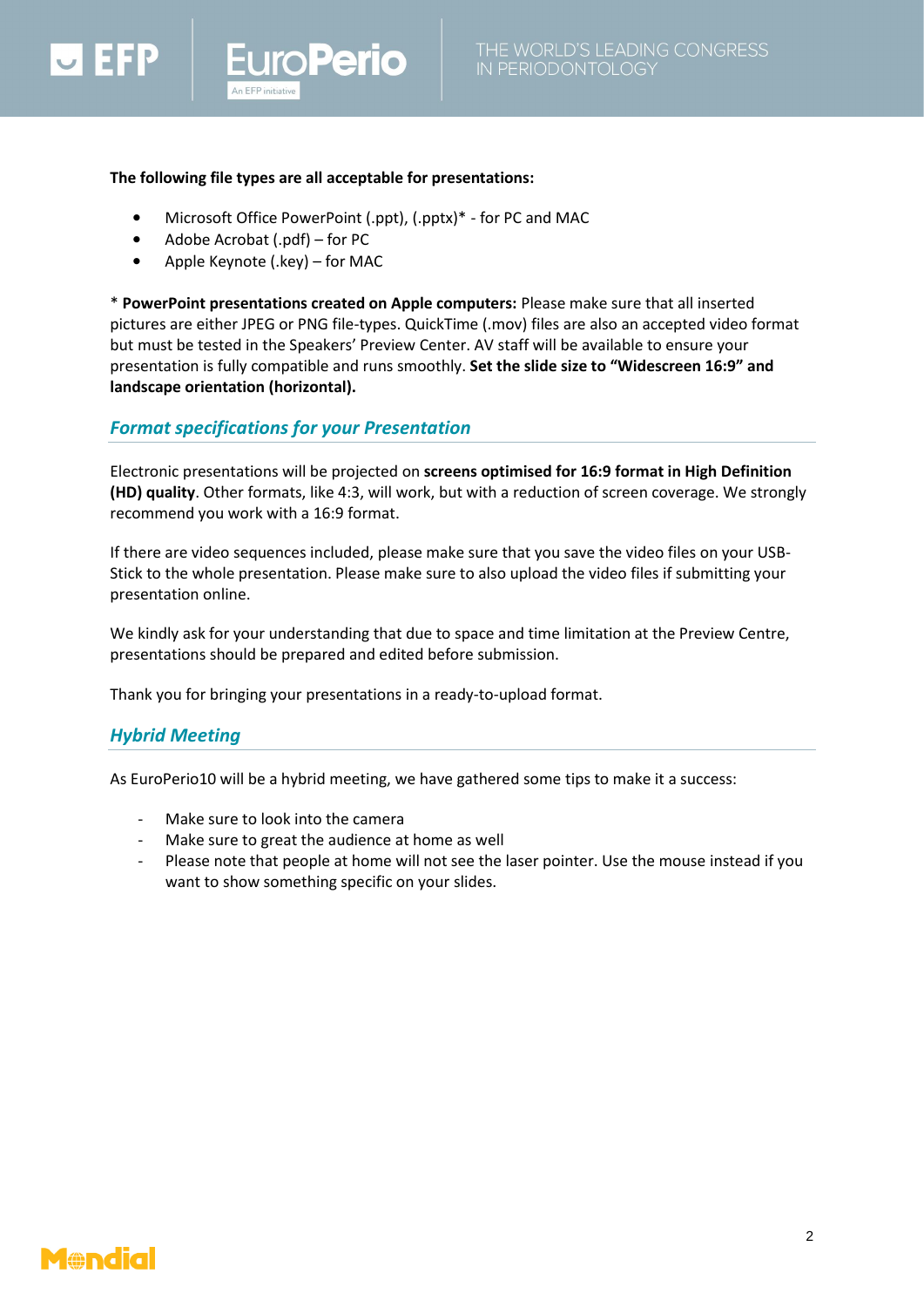**The following file types are all acceptable for presentations:**

- Microsoft Office PowerPoint (.ppt), (.pptx)* - for PC and MAC
- Adobe Acrobat (.pdf) – for PC
- Apple Keynote (.key) – for MAC

* **PowerPoint presentations created on Apple computers:** Please make sure that all inserted pictures are either JPEG or PNG file-types. QuickTime (.mov) files are also an accepted video format but must be tested in the Speakers' Preview Center. AV staff will be available to ensure your presentation is fully compatible and runs smoothly. **Set the slide size to "Widescreen 16:9" and landscape orientation (horizontal).**

## *Format specifications for your Presentation*

Electronic presentations will be projected on **screens optimised for 16:9 format in High Definition (HD) quality**. Other formats, like 4:3, will work, but with a reduction of screen coverage. We strongly recommend you work with a 16:9 format.

If there are video sequences included, please make sure that you save the video files on your USB-Stick to the whole presentation. Please make sure to also upload the video files if submitting your presentation online.

We kindly ask for your understanding that due to space and time limitation at the Preview Centre, presentations should be prepared and edited before submission.

Thank you for bringing your presentations in a ready-to-upload format.

## *Hybrid Meeting*

As EuroPerio10 will be a hybrid meeting, we have gathered some tips to make it a success:

- Make sure to look into the camera
- Make sure to great the audience at home as well
- Please note that people at home will not see the laser pointer. Use the mouse instead if you want to show something specific on your slides.